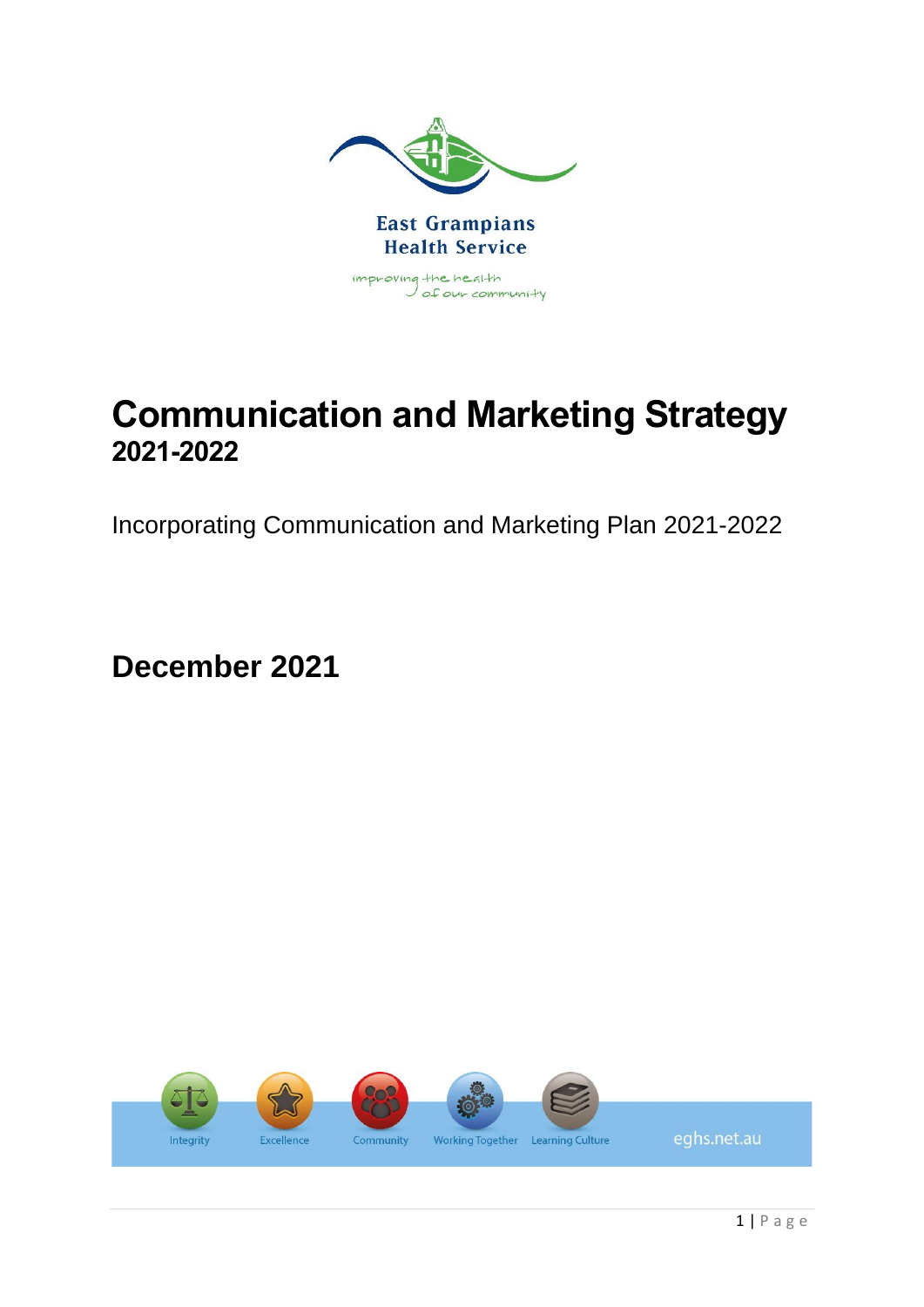East Grampians Health Service

improving the health of our community

# Communication and Marketing Strategy
## 2021-2022

Incorporating Communication and Marketing Plan 2021-2022

## December 2021

Integrity | Excellence | Community | Working Together | Learning Culture

eghs.net.au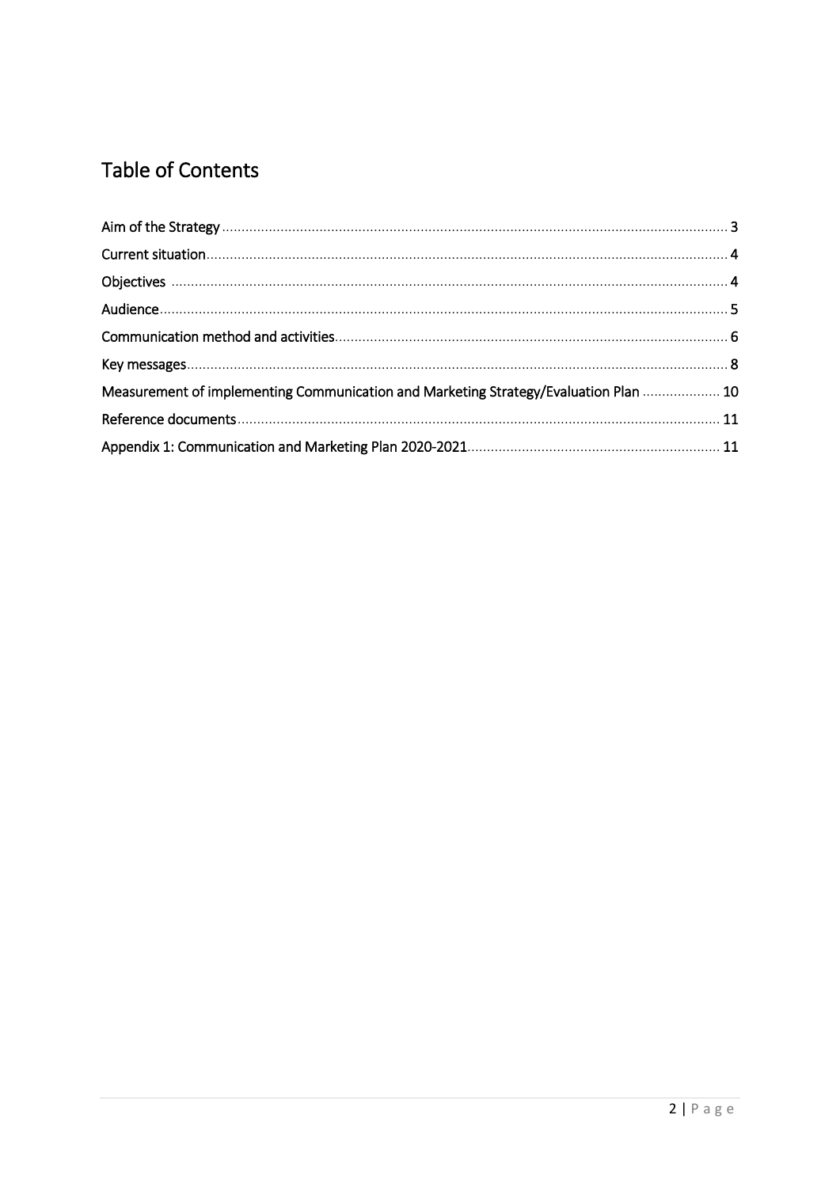# Table of Contents

Aim of the Strategy ........................................ 3

Current situation ........................................ 4

Objectives ........................................ 4

Audience ........................................ 5

Communication method and activities ........................................ 6

Key messages ........................................ 8

Measurement of implementing Communication and Marketing Strategy/Evaluation Plan ........................................ 10

Reference documents ........................................ 11

Appendix 1: Communication and Marketing Plan 2020-2021 ........................................ 11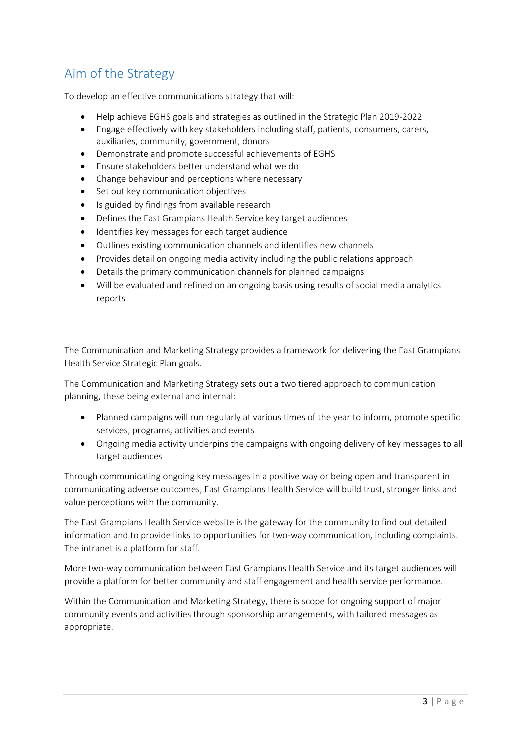## Aim of the Strategy

To develop an effective communications strategy that will:

- Help achieve EGHS goals and strategies as outlined in the Strategic Plan 2019-2022
- Engage effectively with key stakeholders including staff, patients, consumers, carers, auxiliaries, community, government, donors
- Demonstrate and promote successful achievements of EGHS
- Ensure stakeholders better understand what we do
- Change behaviour and perceptions where necessary
- Set out key communication objectives
- Is guided by findings from available research
- Defines the East Grampians Health Service key target audiences
- Identifies key messages for each target audience
- Outlines existing communication channels and identifies new channels
- Provides detail on ongoing media activity including the public relations approach
- Details the primary communication channels for planned campaigns
- Will be evaluated and refined on an ongoing basis using results of social media analytics reports

The Communication and Marketing Strategy provides a framework for delivering the East Grampians Health Service Strategic Plan goals.

The Communication and Marketing Strategy sets out a two tiered approach to communication planning, these being external and internal:

- Planned campaigns will run regularly at various times of the year to inform, promote specific services, programs, activities and events
- Ongoing media activity underpins the campaigns with ongoing delivery of key messages to all target audiences

Through communicating ongoing key messages in a positive way or being open and transparent in communicating adverse outcomes, East Grampians Health Service will build trust, stronger links and value perceptions with the community.

The East Grampians Health Service website is the gateway for the community to find out detailed information and to provide links to opportunities for two-way communication, including complaints. The intranet is a platform for staff.

More two-way communication between East Grampians Health Service and its target audiences will provide a platform for better community and staff engagement and health service performance.

Within the Communication and Marketing Strategy, there is scope for ongoing support of major community events and activities through sponsorship arrangements, with tailored messages as appropriate.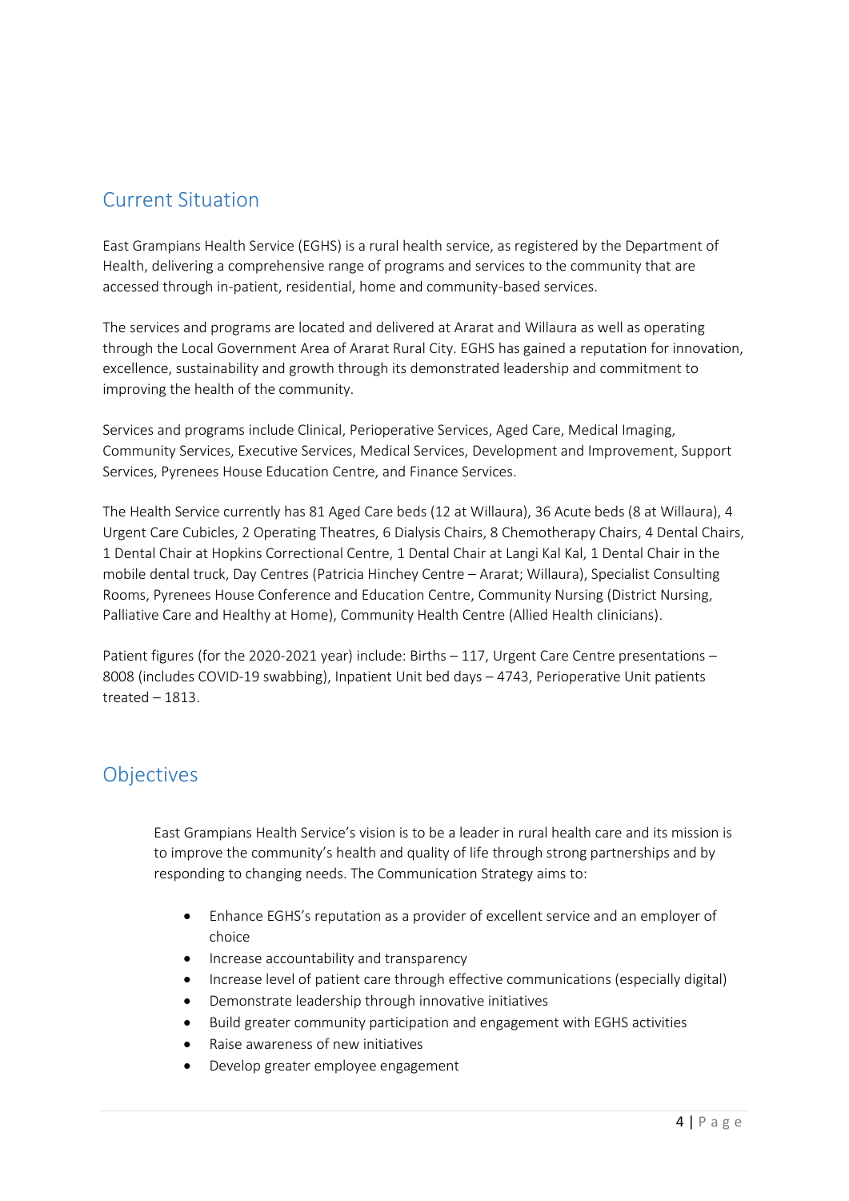## Current Situation

East Grampians Health Service (EGHS) is a rural health service, as registered by the Department of Health, delivering a comprehensive range of programs and services to the community that are accessed through in-patient, residential, home and community-based services.

The services and programs are located and delivered at Ararat and Willaura as well as operating through the Local Government Area of Ararat Rural City. EGHS has gained a reputation for innovation, excellence, sustainability and growth through its demonstrated leadership and commitment to improving the health of the community.

Services and programs include Clinical, Perioperative Services, Aged Care, Medical Imaging, Community Services, Executive Services, Medical Services, Development and Improvement, Support Services, Pyrenees House Education Centre, and Finance Services.

The Health Service currently has 81 Aged Care beds (12 at Willaura), 36 Acute beds (8 at Willaura), 4 Urgent Care Cubicles, 2 Operating Theatres, 6 Dialysis Chairs, 8 Chemotherapy Chairs, 4 Dental Chairs, 1 Dental Chair at Hopkins Correctional Centre, 1 Dental Chair at Langi Kal Kal, 1 Dental Chair in the mobile dental truck, Day Centres (Patricia Hinchey Centre – Ararat; Willaura), Specialist Consulting Rooms, Pyrenees House Conference and Education Centre, Community Nursing (District Nursing, Palliative Care and Healthy at Home), Community Health Centre (Allied Health clinicians).

Patient figures (for the 2020-2021 year) include: Births – 117, Urgent Care Centre presentations – 8008 (includes COVID-19 swabbing), Inpatient Unit bed days – 4743, Perioperative Unit patients treated – 1813.

## Objectives

East Grampians Health Service's vision is to be a leader in rural health care and its mission is to improve the community's health and quality of life through strong partnerships and by responding to changing needs. The Communication Strategy aims to:

- Enhance EGHS's reputation as a provider of excellent service and an employer of choice
- Increase accountability and transparency
- Increase level of patient care through effective communications (especially digital)
- Demonstrate leadership through innovative initiatives
- Build greater community participation and engagement with EGHS activities
- Raise awareness of new initiatives
- Develop greater employee engagement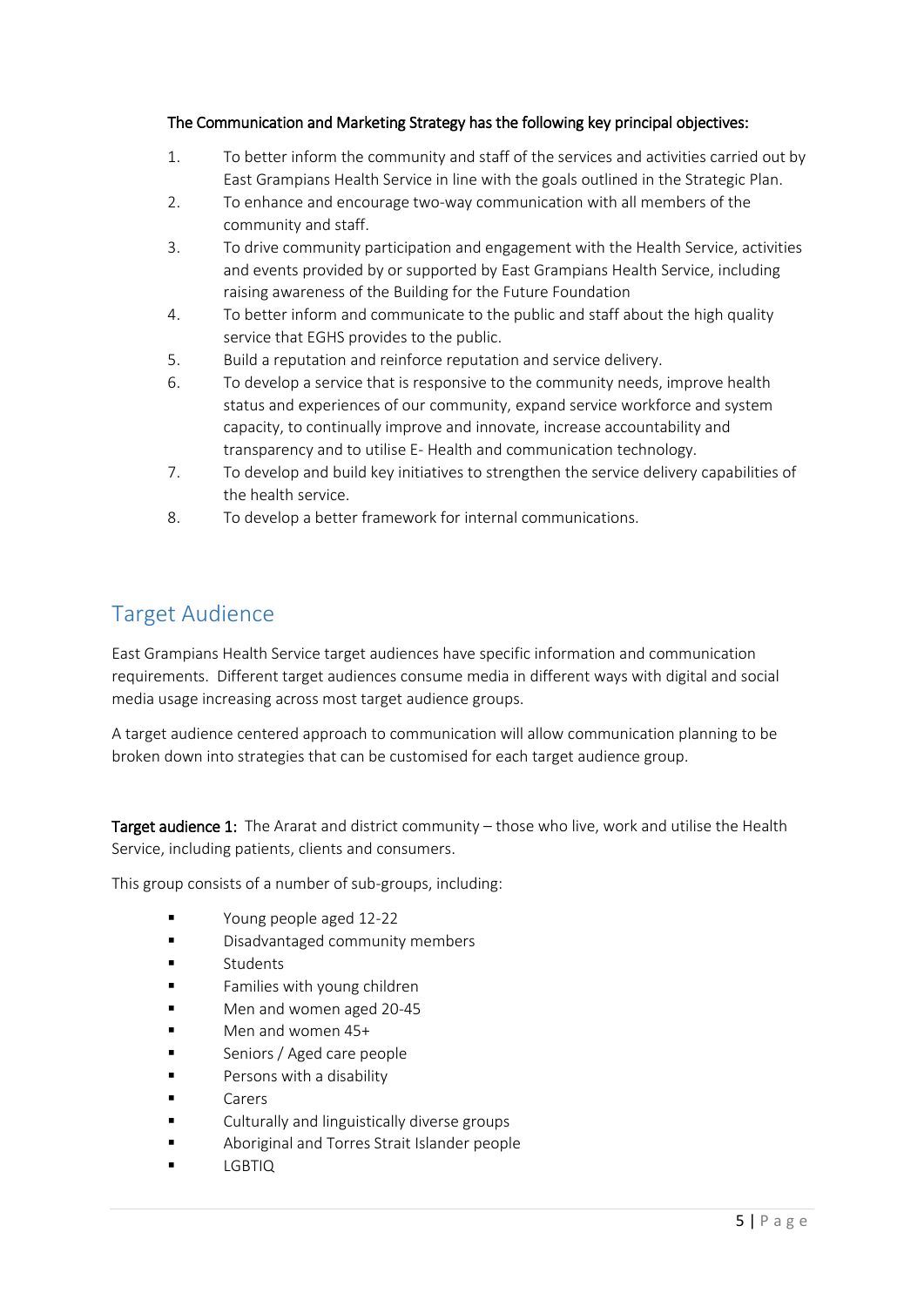**The Communication and Marketing Strategy has the following key principal objectives:**

1. To better inform the community and staff of the services and activities carried out by East Grampians Health Service in line with the goals outlined in the Strategic Plan.
2. To enhance and encourage two-way communication with all members of the community and staff.
3. To drive community participation and engagement with the Health Service, activities and events provided by or supported by East Grampians Health Service, including raising awareness of the Building for the Future Foundation
4. To better inform and communicate to the public and staff about the high quality service that EGHS provides to the public.
5. Build a reputation and reinforce reputation and service delivery.
6. To develop a service that is responsive to the community needs, improve health status and experiences of our community, expand service workforce and system capacity, to continually improve and innovate, increase accountability and transparency and to utilise E- Health and communication technology.
7. To develop and build key initiatives to strengthen the service delivery capabilities of the health service.
8. To develop a better framework for internal communications.

## Target Audience

East Grampians Health Service target audiences have specific information and communication requirements. Different target audiences consume media in different ways with digital and social media usage increasing across most target audience groups.

A target audience centered approach to communication will allow communication planning to be broken down into strategies that can be customised for each target audience group.

**Target audience 1:** The Ararat and district community – those who live, work and utilise the Health Service, including patients, clients and consumers.

This group consists of a number of sub-groups, including:

- Young people aged 12-22
- Disadvantaged community members
- Students
- Families with young children
- Men and women aged 20-45
- Men and women 45+
- Seniors / Aged care people
- Persons with a disability
- Carers
- Culturally and linguistically diverse groups
- Aboriginal and Torres Strait Islander people
- LGBTIQ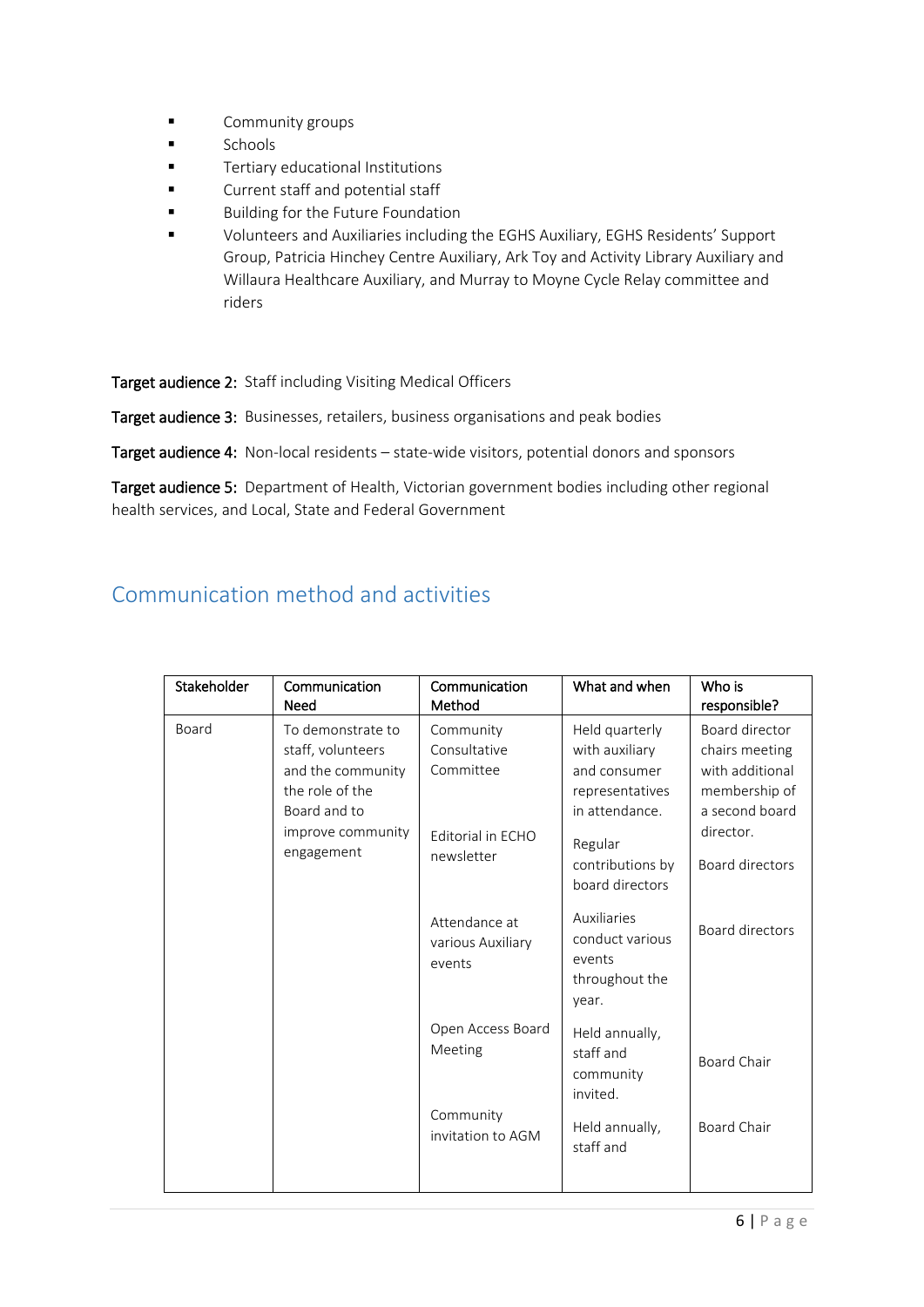- Community groups
- Schools
- Tertiary educational Institutions
- Current staff and potential staff
- Building for the Future Foundation
- Volunteers and Auxiliaries including the EGHS Auxiliary, EGHS Residents' Support Group, Patricia Hinchey Centre Auxiliary, Ark Toy and Activity Library Auxiliary and Willaura Healthcare Auxiliary, and Murray to Moyne Cycle Relay committee and riders

**Target audience 2:** Staff including Visiting Medical Officers

**Target audience 3:** Businesses, retailers, business organisations and peak bodies

**Target audience 4:** Non-local residents – state-wide visitors, potential donors and sponsors

**Target audience 5:** Department of Health, Victorian government bodies including other regional health services, and Local, State and Federal Government

## Communication method and activities

| Stakeholder | Communication Need | Communication Method | What and when | Who is responsible? |
|---|---|---|---|---|
| Board | To demonstrate to staff, volunteers and the community the role of the Board and to improve community engagement | Community Consultative Committee | Held quarterly with auxiliary and consumer representatives in attendance. | Board director chairs meeting with additional membership of a second board director. |
| | | Editorial in ECHO newsletter | Regular contributions by board directors | Board directors |
| | | Attendance at various Auxiliary events | Auxiliaries conduct various events throughout the year. | Board directors |
| | | Open Access Board Meeting | Held annually, staff and community invited. | Board Chair |
| | | Community invitation to AGM | Held annually, staff and | Board Chair |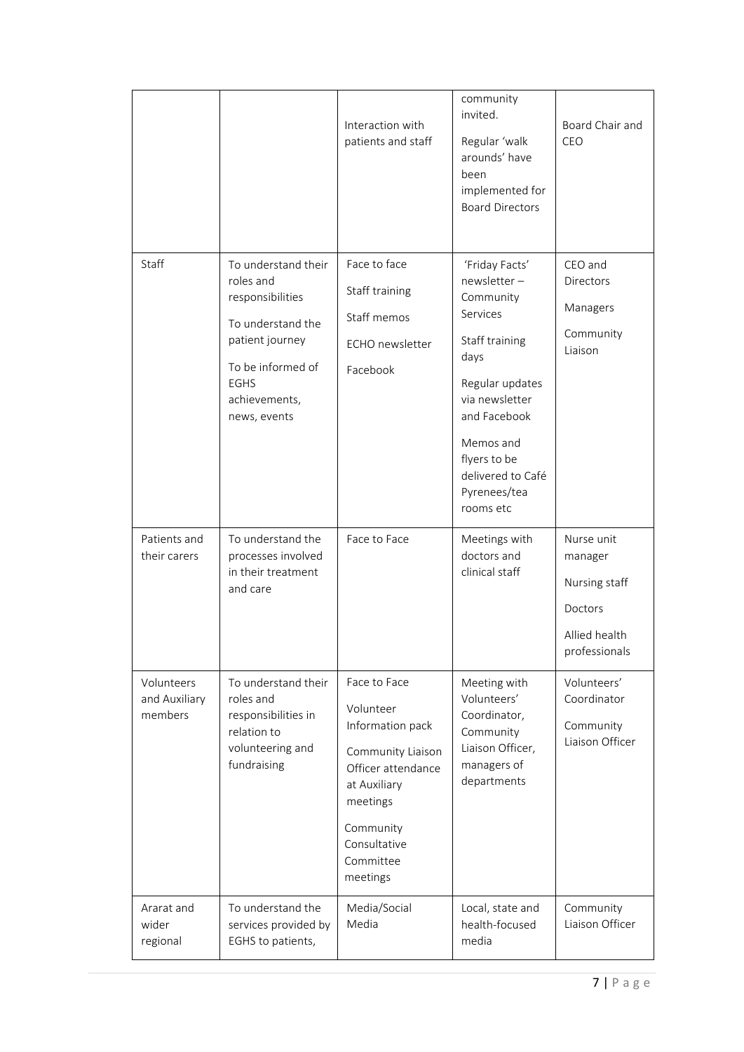|  |  | Interaction with patients and staff | community invited.<br><br>Regular 'walk arounds' have been implemented for Board Directors | Board Chair and CEO |
|---|---|---|---|---|
| Staff | To understand their roles and responsibilities<br><br>To understand the patient journey<br><br>To be informed of EGHS achievements, news, events | Face to face<br><br>Staff training<br><br>Staff memos<br><br>ECHO newsletter<br><br>Facebook | 'Friday Facts' newsletter – Community Services<br><br>Staff training days<br><br>Regular updates via newsletter and Facebook<br><br>Memos and flyers to be delivered to Café Pyrenees/tea rooms etc | CEO and Directors<br><br>Managers<br><br>Community Liaison |
| Patients and their carers | To understand the processes involved in their treatment and care | Face to Face | Meetings with doctors and clinical staff | Nurse unit manager<br><br>Nursing staff<br><br>Doctors<br><br>Allied health professionals |
| Volunteers and Auxiliary members | To understand their roles and responsibilities in relation to volunteering and fundraising | Face to Face<br><br>Volunteer Information pack<br><br>Community Liaison Officer attendance at Auxiliary meetings<br><br>Community Consultative Committee meetings | Meeting with Volunteers' Coordinator, Community Liaison Officer, managers of departments | Volunteers' Coordinator<br><br>Community Liaison Officer |
| Ararat and wider regional | To understand the services provided by EGHS to patients, | Media/Social Media | Local, state and health-focused media | Community Liaison Officer |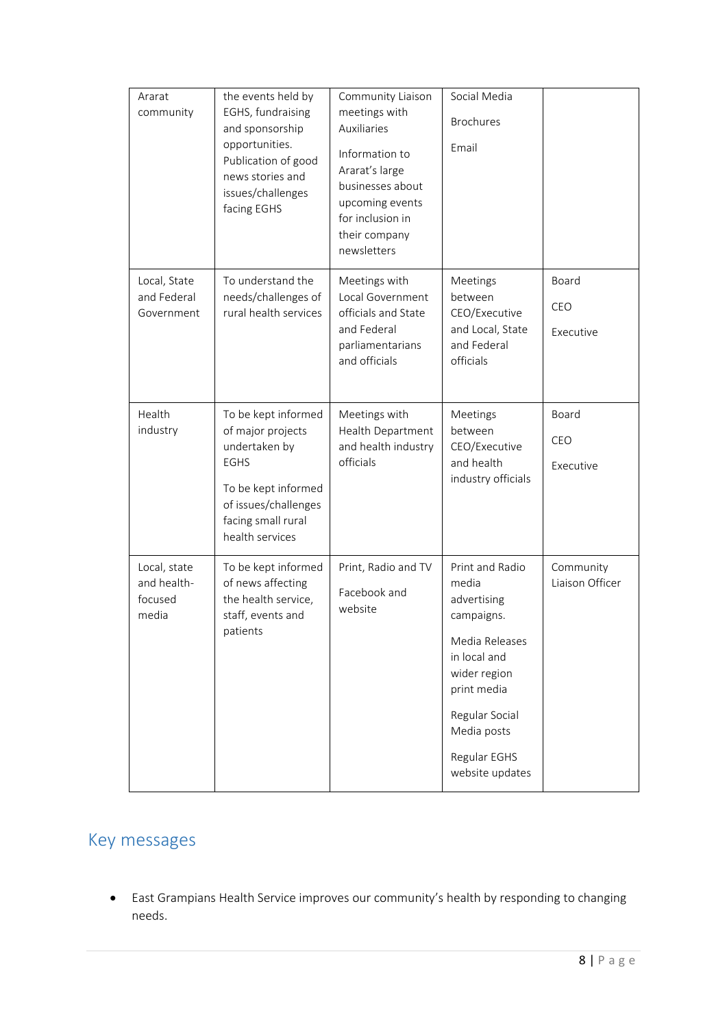| | | | | |
|---|---|---|---|---|
| Ararat community | the events held by EGHS, fundraising and sponsorship opportunities. Publication of good news stories and issues/challenges facing EGHS | Community Liaison meetings with Auxiliaries<br><br>Information to Ararat's large businesses about upcoming events for inclusion in their company newsletters | Social Media<br><br>Brochures<br><br>Email | |
| Local, State and Federal Government | To understand the needs/challenges of rural health services | Meetings with Local Government officials and State and Federal parliamentarians and officials | Meetings between CEO/Executive and Local, State and Federal officials | Board<br><br>CEO<br><br>Executive |
| Health industry | To be kept informed of major projects undertaken by EGHS<br><br>To be kept informed of issues/challenges facing small rural health services | Meetings with Health Department and health industry officials | Meetings between CEO/Executive and health industry officials | Board<br><br>CEO<br><br>Executive |
| Local, state and health-focused media | To be kept informed of news affecting the health service, staff, events and patients | Print, Radio and TV<br><br>Facebook and website | Print and Radio media advertising campaigns.<br><br>Media Releases in local and wider region print media<br><br>Regular Social Media posts<br><br>Regular EGHS website updates | Community Liaison Officer |

## Key messages

- East Grampians Health Service improves our community's health by responding to changing needs.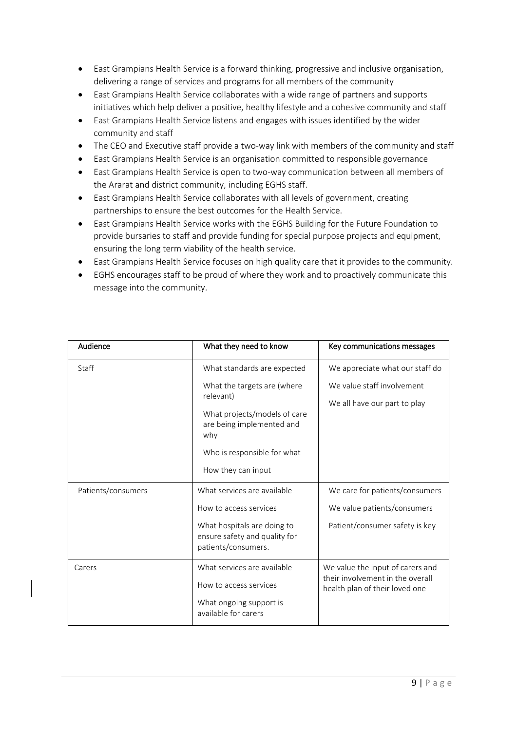- East Grampians Health Service is a forward thinking, progressive and inclusive organisation, delivering a range of services and programs for all members of the community
- East Grampians Health Service collaborates with a wide range of partners and supports initiatives which help deliver a positive, healthy lifestyle and a cohesive community and staff
- East Grampians Health Service listens and engages with issues identified by the wider community and staff
- The CEO and Executive staff provide a two-way link with members of the community and staff
- East Grampians Health Service is an organisation committed to responsible governance
- East Grampians Health Service is open to two-way communication between all members of the Ararat and district community, including EGHS staff.
- East Grampians Health Service collaborates with all levels of government, creating partnerships to ensure the best outcomes for the Health Service.
- East Grampians Health Service works with the EGHS Building for the Future Foundation to provide bursaries to staff and provide funding for special purpose projects and equipment, ensuring the long term viability of the health service.
- East Grampians Health Service focuses on high quality care that it provides to the community.
- EGHS encourages staff to be proud of where they work and to proactively communicate this message into the community.

| Audience | What they need to know | Key communications messages |
|---|---|---|
| Staff | What standards are expected<br>What the targets are (where relevant)<br>What projects/models of care are being implemented and why<br>Who is responsible for what<br>How they can input | We appreciate what our staff do<br>We value staff involvement<br>We all have our part to play |
| Patients/consumers | What services are available<br>How to access services<br>What hospitals are doing to ensure safety and quality for patients/consumers. | We care for patients/consumers<br>We value patients/consumers<br>Patient/consumer safety is key |
| Carers | What services are available<br>How to access services<br>What ongoing support is available for carers | We value the input of carers and their involvement in the overall health plan of their loved one |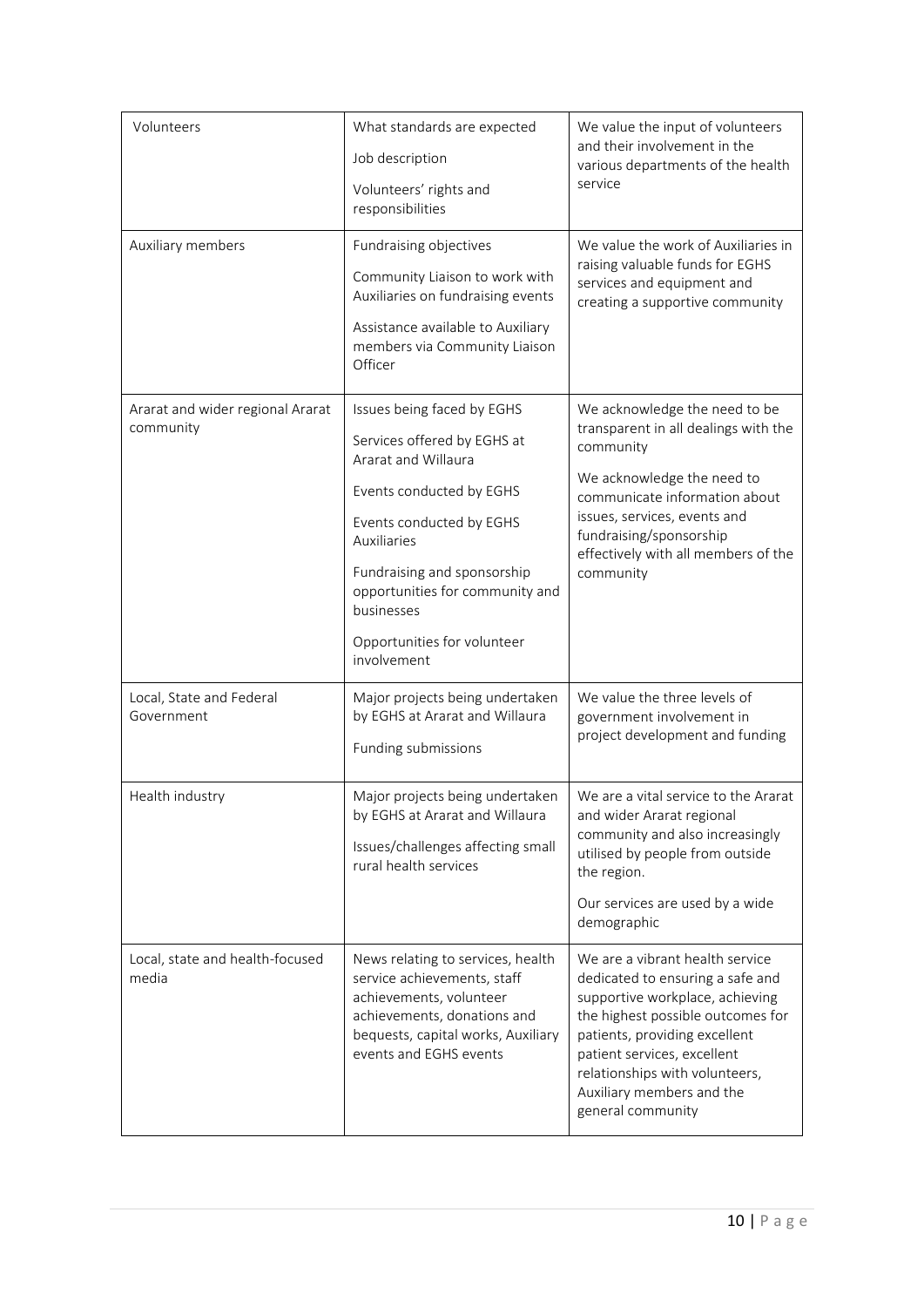| Volunteers | What standards are expected<br><br>Job description<br><br>Volunteers' rights and responsibilities | We value the input of volunteers and their involvement in the various departments of the health service |
|---|---|---|
| Auxiliary members | Fundraising objectives<br><br>Community Liaison to work with Auxiliaries on fundraising events<br><br>Assistance available to Auxiliary members via Community Liaison Officer | We value the work of Auxiliaries in raising valuable funds for EGHS services and equipment and creating a supportive community |
| Ararat and wider regional Ararat community | Issues being faced by EGHS<br><br>Services offered by EGHS at Ararat and Willaura<br><br>Events conducted by EGHS<br><br>Events conducted by EGHS Auxiliaries<br><br>Fundraising and sponsorship opportunities for community and businesses<br><br>Opportunities for volunteer involvement | We acknowledge the need to be transparent in all dealings with the community<br><br>We acknowledge the need to communicate information about issues, services, events and fundraising/sponsorship effectively with all members of the community |
| Local, State and Federal Government | Major projects being undertaken by EGHS at Ararat and Willaura<br><br>Funding submissions | We value the three levels of government involvement in project development and funding |
| Health industry | Major projects being undertaken by EGHS at Ararat and Willaura<br><br>Issues/challenges affecting small rural health services | We are a vital service to the Ararat and wider Ararat regional community and also increasingly utilised by people from outside the region.<br><br>Our services are used by a wide demographic |
| Local, state and health-focused media | News relating to services, health service achievements, staff achievements, volunteer achievements, donations and bequests, capital works, Auxiliary events and EGHS events | We are a vibrant health service dedicated to ensuring a safe and supportive workplace, achieving the highest possible outcomes for patients, providing excellent patient services, excellent relationships with volunteers, Auxiliary members and the general community |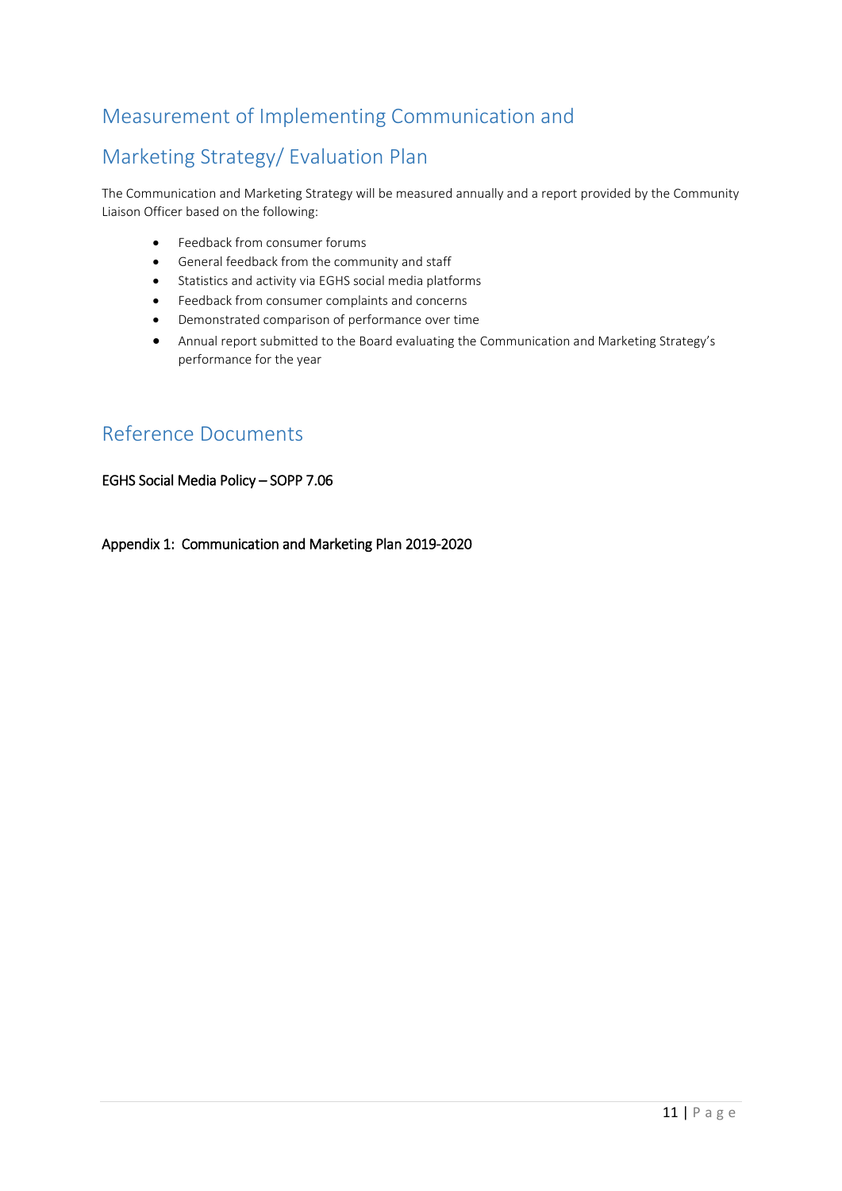## Measurement of Implementing Communication and Marketing Strategy/ Evaluation Plan

The Communication and Marketing Strategy will be measured annually and a report provided by the Community Liaison Officer based on the following:

- Feedback from consumer forums
- General feedback from the community and staff
- Statistics and activity via EGHS social media platforms
- Feedback from consumer complaints and concerns
- Demonstrated comparison of performance over time
- Annual report submitted to the Board evaluating the Communication and Marketing Strategy's performance for the year

## Reference Documents

EGHS Social Media Policy – SOPP 7.06

Appendix 1: Communication and Marketing Plan 2019-2020